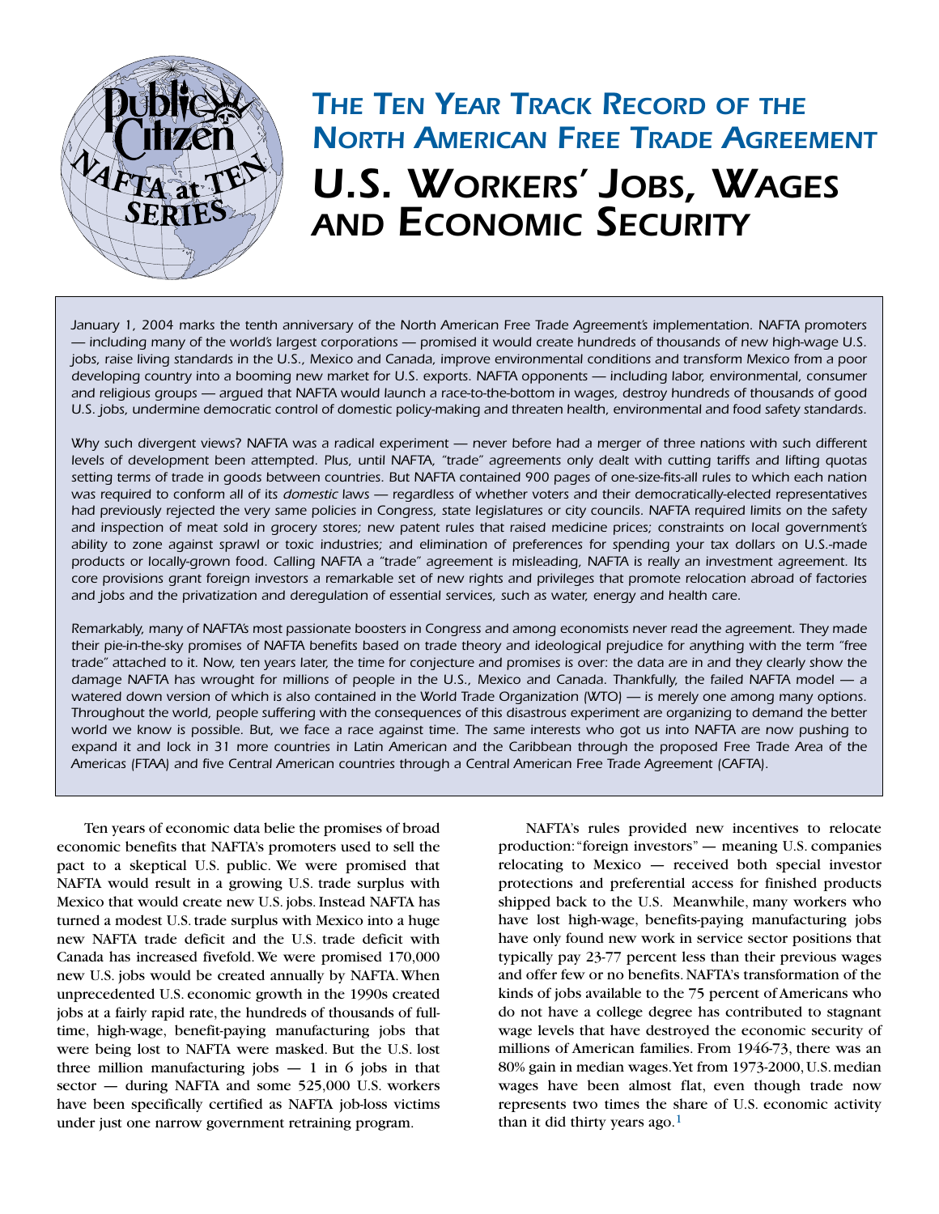# The Ten Year Track Record of the North American Free Trade Agreement

# U.S. Workers' Jobs, Wages and Economic Security

*January 1, 2004 marks the tenth anniversary of the North American Free Trade Agreement's implementation. NAFTA promoters — including many of the world's largest corporations — promised it would create hundreds of thousands of new high-wage U.S. jobs, raise living standards in the U.S., Mexico and Canada, improve environmental conditions and transform Mexico from a poor developing country into a booming new market for U.S. exports. NAFTA opponents — including labor, environmental, consumer and religious groups — argued that NAFTA would launch a race-to-the-bottom in wages, destroy hundreds of thousands of good U.S. jobs, undermine democratic control of domestic policy-making and threaten health, environmental and food safety standards.*

*Why such divergent views? NAFTA was a radical experiment — never before had a merger of three nations with such different levels of development been attempted. Plus, until NAFTA, "trade" agreements only dealt with cutting tariffs and lifting quotas setting terms of trade in goods between countries. But NAFTA contained 900 pages of one-size-fits-all rules to which each nation was required to conform all of its* domestic *laws — regardless of whether voters and their democratically-elected representatives had previously rejected the very same policies in Congress, state legislatures or city councils. NAFTA required limits on the safety and inspection of meat sold in grocery stores; new patent rules that raised medicine prices; constraints on local government's ability to zone against sprawl or toxic industries; and elimination of preferences for spending your tax dollars on U.S.-made products or locally-grown food. Calling NAFTA a "trade" agreement is misleading, NAFTA is really an investment agreement. Its core provisions grant foreign investors a remarkable set of new rights and privileges that promote relocation abroad of factories and jobs and the privatization and deregulation of essential services, such as water, energy and health care.*

*Remarkably, many of NAFTA's most passionate boosters in Congress and among economists never read the agreement. They made their pie-in-the-sky promises of NAFTA benefits based on trade theory and ideological prejudice for anything with the term "free trade" attached to it. Now, ten years later, the time for conjecture and promises is over: the data are in and they clearly show the damage NAFTA has wrought for millions of people in the U.S., Mexico and Canada. Thankfully, the failed NAFTA model — a watered down version of which is also contained in the World Trade Organization (WTO) — is merely one among many options. Throughout the world, people suffering with the consequences of this disastrous experiment are organizing to demand the better world we know is possible. But, we face a race against time. The same interests who got us into NAFTA are now pushing to expand it and lock in 31 more countries in Latin American and the Caribbean through the proposed Free Trade Area of the Americas (FTAA) and five Central American countries through a Central American Free Trade Agreement (CAFTA).*

Ten years of economic data belie the promises of broad economic benefits that NAFTA's promoters used to sell the pact to a skeptical U.S. public. We were promised that NAFTA would result in a growing U.S. trade surplus with Mexico that would create new U.S. jobs. Instead NAFTA has turned a modest U.S. trade surplus with Mexico into a huge new NAFTA trade deficit and the U.S. trade deficit with Canada has increased fivefold. We were promised 170,000 new U.S. jobs would be created annually by NAFTA. When unprecedented U.S. economic growth in the 1990s created jobs at a fairly rapid rate, the hundreds of thousands of full-time, high-wage, benefit-paying manufacturing jobs that were being lost to NAFTA were masked. But the U.S. lost three million manufacturing jobs — 1 in 6 jobs in that sector — during NAFTA and some 525,000 U.S. workers have been specifically certified as NAFTA job-loss victims under just one narrow government retraining program.

NAFTA's rules provided new incentives to relocate production: "foreign investors" — meaning U.S. companies relocating to Mexico — received both special investor protections and preferential access for finished products shipped back to the U.S. Meanwhile, many workers who have lost high-wage, benefits-paying manufacturing jobs have only found new work in service sector positions that typically pay 23-77 percent less than their previous wages and offer few or no benefits. NAFTA's transformation of the kinds of jobs available to the 75 percent of Americans who do not have a college degree has contributed to stagnant wage levels that have destroyed the economic security of millions of American families. From 1946-73, there was an 80% gain in median wages. Yet from 1973-2000, U.S. median wages have been almost flat, even though trade now represents two times the share of U.S. economic activity than it did thirty years ago.[1]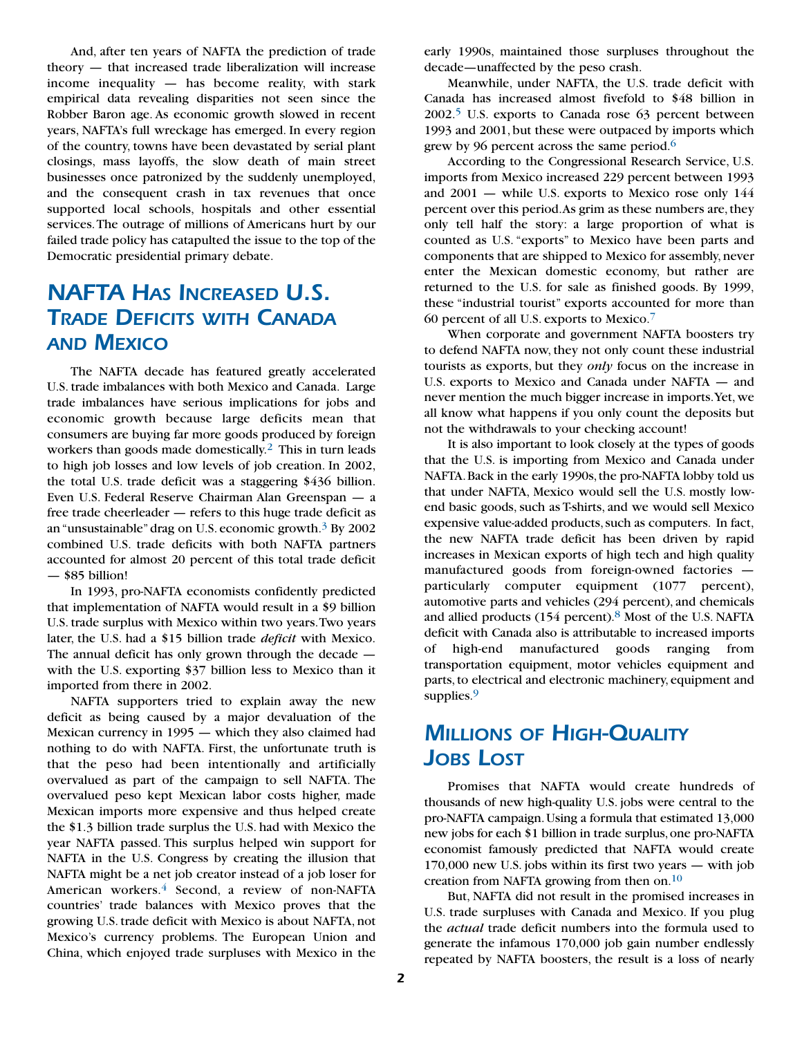And, after ten years of NAFTA the prediction of trade theory — that increased trade liberalization will increase income inequality — has become reality, with stark empirical data revealing disparities not seen since the Robber Baron age. As economic growth slowed in recent years, NAFTA's full wreckage has emerged. In every region of the country, towns have been devastated by serial plant closings, mass layoffs, the slow death of main street businesses once patronized by the suddenly unemployed, and the consequent crash in tax revenues that once supported local schools, hospitals and other essential services. The outrage of millions of Americans hurt by our failed trade policy has catapulted the issue to the top of the Democratic presidential primary debate.

## NAFTA Has Increased U.S. Trade Deficits with Canada and Mexico

The NAFTA decade has featured greatly accelerated U.S. trade imbalances with both Mexico and Canada. Large trade imbalances have serious implications for jobs and economic growth because large deficits mean that consumers are buying far more goods produced by foreign workers than goods made domestically.[2] This in turn leads to high job losses and low levels of job creation. In 2002, the total U.S. trade deficit was a staggering $436 billion. Even U.S. Federal Reserve Chairman Alan Greenspan — a free trade cheerleader — refers to this huge trade deficit as an "unsustainable" drag on U.S. economic growth.[3] By 2002 combined U.S. trade deficits with both NAFTA partners accounted for almost 20 percent of this total trade deficit — $85 billion!

In 1993, pro-NAFTA economists confidently predicted that implementation of NAFTA would result in a $9 billion U.S. trade surplus with Mexico within two years. Two years later, the U.S. had a $15 billion trade *deficit* with Mexico. The annual deficit has only grown through the decade — with the U.S. exporting $37 billion less to Mexico than it imported from there in 2002.

NAFTA supporters tried to explain away the new deficit as being caused by a major devaluation of the Mexican currency in 1995 — which they also claimed had nothing to do with NAFTA. First, the unfortunate truth is that the peso had been intentionally and artificially overvalued as part of the campaign to sell NAFTA. The overvalued peso kept Mexican labor costs higher, made Mexican imports more expensive and thus helped create the $1.3 billion trade surplus the U.S. had with Mexico the year NAFTA passed. This surplus helped win support for NAFTA in the U.S. Congress by creating the illusion that NAFTA might be a net job creator instead of a job loser for American workers.[4] Second, a review of non-NAFTA countries' trade balances with Mexico proves that the growing U.S. trade deficit with Mexico is about NAFTA, not Mexico's currency problems. The European Union and China, which enjoyed trade surpluses with Mexico in the early 1990s, maintained those surpluses throughout the decade—unaffected by the peso crash.

Meanwhile, under NAFTA, the U.S. trade deficit with Canada has increased almost fivefold to $48 billion in 2002.[5] U.S. exports to Canada rose 63 percent between 1993 and 2001, but these were outpaced by imports which grew by 96 percent across the same period.[6]

According to the Congressional Research Service, U.S. imports from Mexico increased 229 percent between 1993 and 2001 — while U.S. exports to Mexico rose only 144 percent over this period. As grim as these numbers are, they only tell half the story: a large proportion of what is counted as U.S. "exports" to Mexico have been parts and components that are shipped to Mexico for assembly, never enter the Mexican domestic economy, but rather are returned to the U.S. for sale as finished goods. By 1999, these "industrial tourist" exports accounted for more than 60 percent of all U.S. exports to Mexico.[7]

When corporate and government NAFTA boosters try to defend NAFTA now, they not only count these industrial tourists as exports, but they *only* focus on the increase in U.S. exports to Mexico and Canada under NAFTA — and never mention the much bigger increase in imports. Yet, we all know what happens if you only count the deposits but not the withdrawals to your checking account!

It is also important to look closely at the types of goods that the U.S. is importing from Mexico and Canada under NAFTA. Back in the early 1990s, the pro-NAFTA lobby told us that under NAFTA, Mexico would sell the U.S. mostly low-end basic goods, such as T-shirts, and we would sell Mexico expensive value-added products, such as computers. In fact, the new NAFTA trade deficit has been driven by rapid increases in Mexican exports of high tech and high quality manufactured goods from foreign-owned factories — particularly computer equipment (1077 percent), automotive parts and vehicles (294 percent), and chemicals and allied products (154 percent).[8] Most of the U.S. NAFTA deficit with Canada also is attributable to increased imports of high-end manufactured goods ranging from transportation equipment, motor vehicles equipment and parts, to electrical and electronic machinery, equipment and supplies.[9]

## Millions of High-Quality Jobs Lost

Promises that NAFTA would create hundreds of thousands of new high-quality U.S. jobs were central to the pro-NAFTA campaign. Using a formula that estimated 13,000 new jobs for each $1 billion in trade surplus, one pro-NAFTA economist famously predicted that NAFTA would create 170,000 new U.S. jobs within its first two years — with job creation from NAFTA growing from then on.[10]

But, NAFTA did not result in the promised increases in U.S. trade surpluses with Canada and Mexico. If you plug the *actual* trade deficit numbers into the formula used to generate the infamous 170,000 job gain number endlessly repeated by NAFTA boosters, the result is a loss of nearly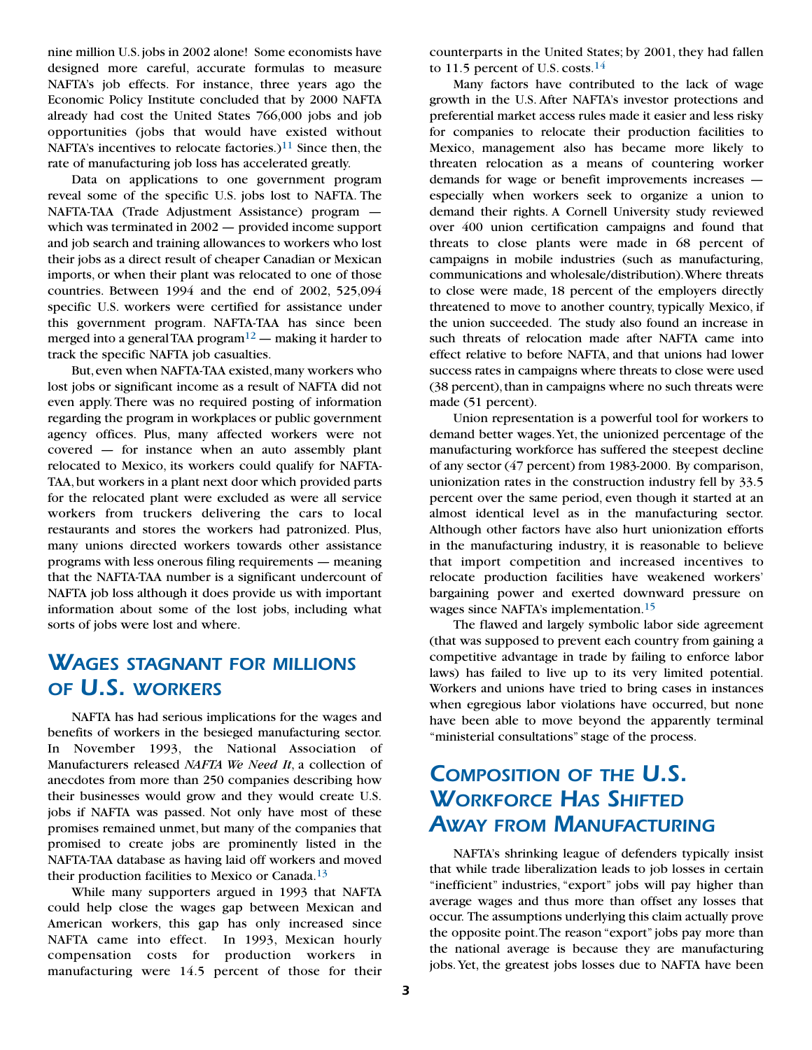nine million U.S. jobs in 2002 alone! Some economists have designed more careful, accurate formulas to measure NAFTA's job effects. For instance, three years ago the Economic Policy Institute concluded that by 2000 NAFTA already had cost the United States 766,000 jobs and job opportunities (jobs that would have existed without NAFTA's incentives to relocate factories.)[11] Since then, the rate of manufacturing job loss has accelerated greatly.

Data on applications to one government program reveal some of the specific U.S. jobs lost to NAFTA. The NAFTA-TAA (Trade Adjustment Assistance) program — which was terminated in 2002 — provided income support and job search and training allowances to workers who lost their jobs as a direct result of cheaper Canadian or Mexican imports, or when their plant was relocated to one of those countries. Between 1994 and the end of 2002, 525,094 specific U.S. workers were certified for assistance under this government program. NAFTA-TAA has since been merged into a general TAA program[12] — making it harder to track the specific NAFTA job casualties.

But, even when NAFTA-TAA existed, many workers who lost jobs or significant income as a result of NAFTA did not even apply. There was no required posting of information regarding the program in workplaces or public government agency offices. Plus, many affected workers were not covered — for instance when an auto assembly plant relocated to Mexico, its workers could qualify for NAFTA-TAA, but workers in a plant next door which provided parts for the relocated plant were excluded as were all service workers from truckers delivering the cars to local restaurants and stores the workers had patronized. Plus, many unions directed workers towards other assistance programs with less onerous filing requirements — meaning that the NAFTA-TAA number is a significant undercount of NAFTA job loss although it does provide us with important information about some of the lost jobs, including what sorts of jobs were lost and where.

## Wages stagnant for millions of U.S. workers

NAFTA has had serious implications for the wages and benefits of workers in the besieged manufacturing sector. In November 1993, the National Association of Manufacturers released *NAFTA We Need It*, a collection of anecdotes from more than 250 companies describing how their businesses would grow and they would create U.S. jobs if NAFTA was passed. Not only have most of these promises remained unmet, but many of the companies that promised to create jobs are prominently listed in the NAFTA-TAA database as having laid off workers and moved their production facilities to Mexico or Canada.[13]

While many supporters argued in 1993 that NAFTA could help close the wages gap between Mexican and American workers, this gap has only increased since NAFTA came into effect. In 1993, Mexican hourly compensation costs for production workers in manufacturing were 14.5 percent of those for their counterparts in the United States; by 2001, they had fallen to 11.5 percent of U.S. costs.[14]

Many factors have contributed to the lack of wage growth in the U.S. After NAFTA's investor protections and preferential market access rules made it easier and less risky for companies to relocate their production facilities to Mexico, management also has became more likely to threaten relocation as a means of countering worker demands for wage or benefit improvements increases — especially when workers seek to organize a union to demand their rights. A Cornell University study reviewed over 400 union certification campaigns and found that threats to close plants were made in 68 percent of campaigns in mobile industries (such as manufacturing, communications and wholesale/distribution). Where threats to close were made, 18 percent of the employers directly threatened to move to another country, typically Mexico, if the union succeeded. The study also found an increase in such threats of relocation made after NAFTA came into effect relative to before NAFTA, and that unions had lower success rates in campaigns where threats to close were used (38 percent), than in campaigns where no such threats were made (51 percent).

Union representation is a powerful tool for workers to demand better wages. Yet, the unionized percentage of the manufacturing workforce has suffered the steepest decline of any sector (47 percent) from 1983-2000. By comparison, unionization rates in the construction industry fell by 33.5 percent over the same period, even though it started at an almost identical level as in the manufacturing sector. Although other factors have also hurt unionization efforts in the manufacturing industry, it is reasonable to believe that import competition and increased incentives to relocate production facilities have weakened workers' bargaining power and exerted downward pressure on wages since NAFTA's implementation.[15]

The flawed and largely symbolic labor side agreement (that was supposed to prevent each country from gaining a competitive advantage in trade by failing to enforce labor laws) has failed to live up to its very limited potential. Workers and unions have tried to bring cases in instances when egregious labor violations have occurred, but none have been able to move beyond the apparently terminal "ministerial consultations" stage of the process.

## Composition of the U.S. Workforce Has Shifted Away from Manufacturing

NAFTA's shrinking league of defenders typically insist that while trade liberalization leads to job losses in certain "inefficient" industries, "export" jobs will pay higher than average wages and thus more than offset any losses that occur. The assumptions underlying this claim actually prove the opposite point. The reason "export" jobs pay more than the national average is because they are manufacturing jobs. Yet, the greatest jobs losses due to NAFTA have been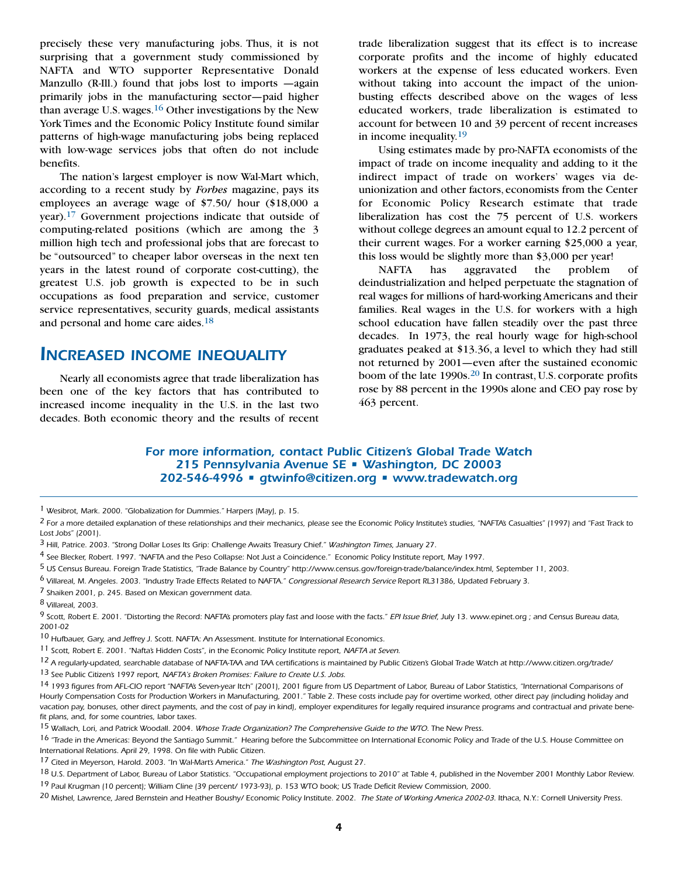precisely these very manufacturing jobs. Thus, it is not surprising that a government study commissioned by NAFTA and WTO supporter Representative Donald Manzullo (R-Ill.) found that jobs lost to imports —again primarily jobs in the manufacturing sector—paid higher than average U.S. wages.[16] Other investigations by the New York Times and the Economic Policy Institute found similar patterns of high-wage manufacturing jobs being replaced with low-wage services jobs that often do not include benefits.

The nation's largest employer is now Wal-Mart which, according to a recent study by *Forbes* magazine, pays its employees an average wage of $7.50/ hour ($18,000 a year).[17] Government projections indicate that outside of computing-related positions (which are among the 3 million high tech and professional jobs that are forecast to be "outsourced" to cheaper labor overseas in the next ten years in the latest round of corporate cost-cutting), the greatest U.S. job growth is expected to be in such occupations as food preparation and service, customer service representatives, security guards, medical assistants and personal and home care aides.[18]

## Increased Income Inequality

Nearly all economists agree that trade liberalization has been one of the key factors that has contributed to increased income inequality in the U.S. in the last two decades. Both economic theory and the results of recent trade liberalization suggest that its effect is to increase corporate profits and the income of highly educated workers at the expense of less educated workers. Even without taking into account the impact of the union-busting effects described above on the wages of less educated workers, trade liberalization is estimated to account for between 10 and 39 percent of recent increases in income inequality.[19]

Using estimates made by pro-NAFTA economists of the impact of trade on income inequality and adding to it the indirect impact of trade on workers' wages via de-unionization and other factors, economists from the Center for Economic Policy Research estimate that trade liberalization has cost the 75 percent of U.S. workers without college degrees an amount equal to 12.2 percent of their current wages. For a worker earning $25,000 a year, this loss would be slightly more than $3,000 per year!

NAFTA has aggravated the problem of deindustrialization and helped perpetuate the stagnation of real wages for millions of hard-working Americans and their families. Real wages in the U.S. for workers with a high school education have fallen steadily over the past three decades. In 1973, the real hourly wage for high-school graduates peaked at $13.36, a level to which they had still not returned by 2001—even after the sustained economic boom of the late 1990s.[20] In contrast, U.S. corporate profits rose by 88 percent in the 1990s alone and CEO pay rose by 463 percent.

***For more information, contact Public Citizen's Global Trade Watch***
***215 Pennsylvania Avenue SE ▪ Washington, DC 20003***
***202-546-4996 ▪ gtwinfo@citizen.org ▪ www.tradewatch.org***

---

[1] Wesibrot, Mark. 2000. "Globalization for Dummies." Harpers (May), p. 15.

[2] For a more detailed explanation of these relationships and their mechanics, please see the Economic Policy Institute's studies, "NAFTA's Casualties" (1997) and "Fast Track to Lost Jobs" (2001).

[3] Hill, Patrice. 2003. "Strong Dollar Loses Its Grip: Challenge Awaits Treasury Chief." *Washington Times*, January 27.

[4] See Blecker, Robert. 1997. "NAFTA and the Peso Collapse: Not Just a Coincidence." Economic Policy Institute report, May 1997.

[5] US Census Bureau. Foreign Trade Statistics, "Trade Balance by Country" http://www.census.gov/foreign-trade/balance/index.html, September 11, 2003.

[6] Villareal, M. Angeles. 2003. "Industry Trade Effects Related to NAFTA." *Congressional Research Service* Report RL31386, Updated February 3.

[7] Shaiken 2001, p. 245. Based on Mexican government data.

[8] Villareal, 2003.

[9] Scott, Robert E. 2001. "Distorting the Record: NAFTA's promoters play fast and loose with the facts." *EPI Issue Brief*, July 13. www.epinet.org ; and Census Bureau data, 2001-02

[10] Hufbauer, Gary, and Jeffrey J. Scott. NAFTA: An Assessment. Institute for International Economics.

[11] Scott, Robert E. 2001. "Nafta's Hidden Costs", in the Economic Policy Institute report, *NAFTA at Seven*.

[12] A regularly-updated, searchable database of NAFTA-TAA and TAA certifications is maintained by Public Citizen's Global Trade Watch at http://www.citizen.org/trade/

[13] See Public Citizen's 1997 report, *NAFTA's Broken Promises: Failure to Create U.S. Jobs*.

[14] 1993 figures from AFL-CIO report "NAFTA's Seven-year Itch" (2001), 2001 figure from US Department of Labor, Bureau of Labor Statistics, "International Comparisons of Hourly Compensation Costs for Production Workers in Manufacturing, 2001." Table 2. These costs include pay for overtime worked, other direct pay (including holiday and vacation pay, bonuses, other direct payments, and the cost of pay in kind), employer expenditures for legally required insurance programs and contractual and private benefit plans, and, for some countries, labor taxes.

[15] Wallach, Lori, and Patrick Woodall. 2004. *Whose Trade Organization? The Comprehensive Guide to the WTO*. The New Press.

[16] "Trade in the Americas: Beyond the Santiago Summit." Hearing before the Subcommittee on International Economic Policy and Trade of the U.S. House Committee on International Relations. April 29, 1998. On file with Public Citizen.

[17] Cited in Meyerson, Harold. 2003. "In Wal-Mart's America." *The Washington Post*, August 27.

[18] U.S. Department of Labor, Bureau of Labor Statistics. "Occupational employment projections to 2010" at Table 4, published in the November 2001 Monthly Labor Review.

[19] Paul Krugman (10 percent); William Cline (39 percent/ 1973-93), p. 153 WTO book; US Trade Deficit Review Commission, 2000.

[20] Mishel, Lawrence, Jared Bernstein and Heather Boushy/ Economic Policy Institute. 2002. *The State of Working America 2002-03*. Ithaca, N.Y.: Cornell University Press.